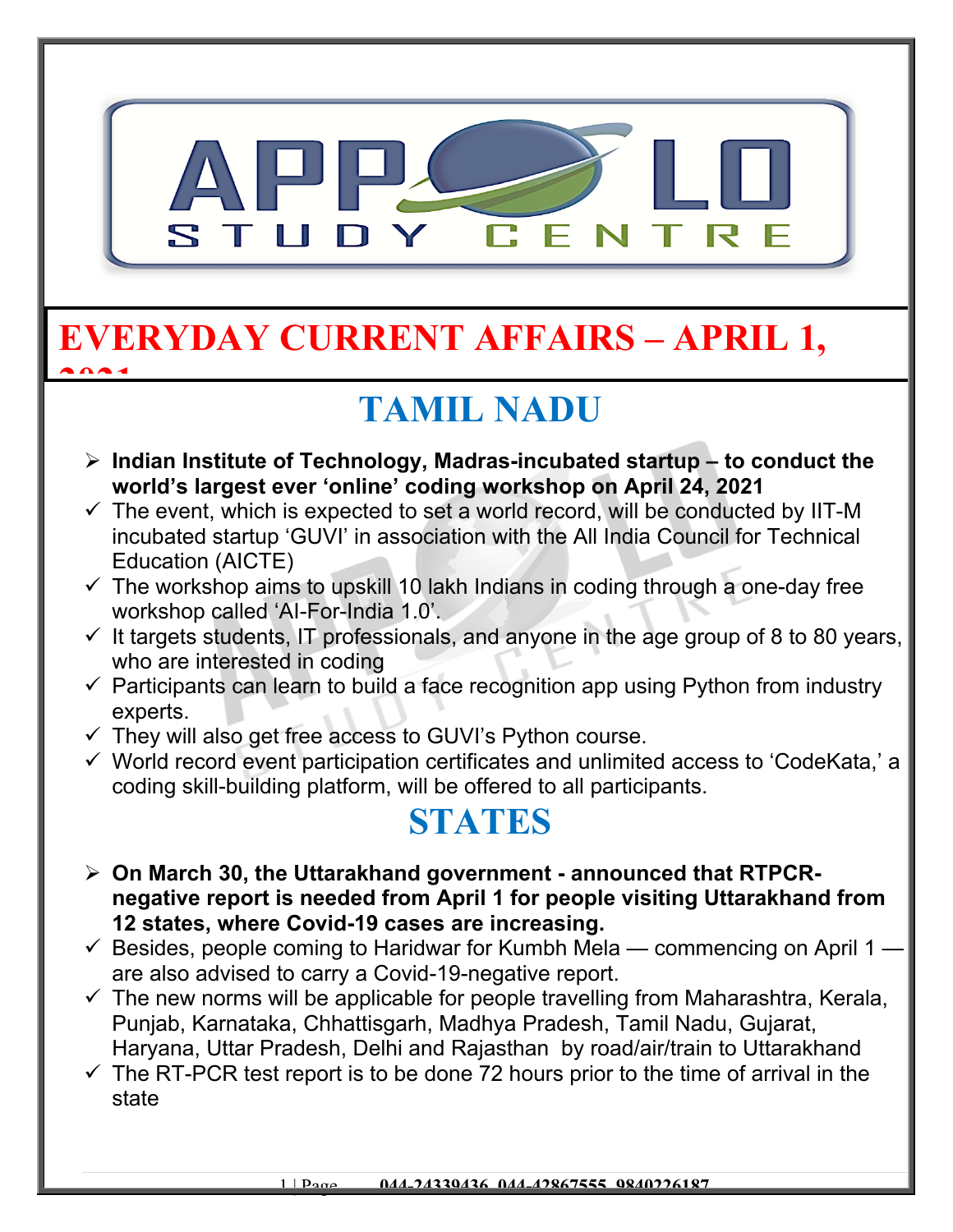# EVERYDAY CURRENT AFFAIRS – APRIL 1, 2021

## TAMIL NADU

- **Indian Institute of Technology, Madras-incubated startup – to conduct the world's largest ever 'online' coding workshop on April 24, 2021**
  - ✓ The event, which is expected to set a world record, will be conducted by IIT-M incubated startup 'GUVI' in association with the All India Council for Technical Education (AICTE)
  - ✓ The workshop aims to upskill 10 lakh Indians in coding through a one-day free workshop called 'AI-For-India 1.0'.
  - ✓ It targets students, IT professionals, and anyone in the age group of 8 to 80 years, who are interested in coding
  - ✓ Participants can learn to build a face recognition app using Python from industry experts.
  - ✓ They will also get free access to GUVI's Python course.
  - ✓ World record event participation certificates and unlimited access to 'CodeKata,' a coding skill-building platform, will be offered to all participants.

## STATES

- **On March 30, the Uttarakhand government - announced that RTPCR-negative report is needed from April 1 for people visiting Uttarakhand from 12 states, where Covid-19 cases are increasing.**
  - ✓ Besides, people coming to Haridwar for Kumbh Mela — commencing on April 1 — are also advised to carry a Covid-19-negative report.
  - ✓ The new norms will be applicable for people travelling from Maharashtra, Kerala, Punjab, Karnataka, Chhattisgarh, Madhya Pradesh, Tamil Nadu, Gujarat, Haryana, Uttar Pradesh, Delhi and Rajasthan by road/air/train to Uttarakhand
  - ✓ The RT-PCR test report is to be done 72 hours prior to the time of arrival in the state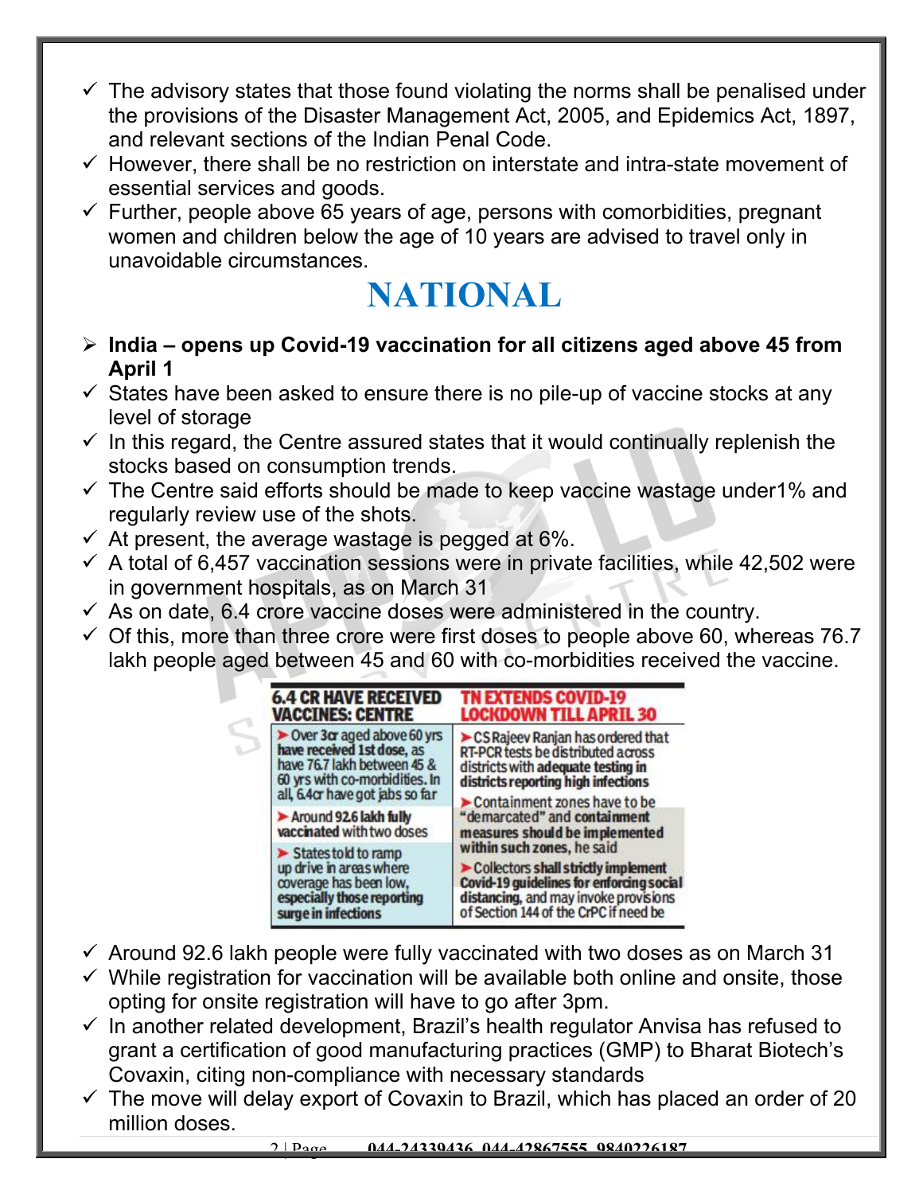- ✓ The advisory states that those found violating the norms shall be penalised under the provisions of the Disaster Management Act, 2005, and Epidemics Act, 1897, and relevant sections of the Indian Penal Code.
- ✓ However, there shall be no restriction on interstate and intra-state movement of essential services and goods.
- ✓ Further, people above 65 years of age, persons with comorbidities, pregnant women and children below the age of 10 years are advised to travel only in unavoidable circumstances.

# NATIONAL

- **India – opens up Covid-19 vaccination for all citizens aged above 45 from April 1**
- ✓ States have been asked to ensure there is no pile-up of vaccine stocks at any level of storage
- ✓ In this regard, the Centre assured states that it would continually replenish the stocks based on consumption trends.
- ✓ The Centre said efforts should be made to keep vaccine wastage under1% and regularly review use of the shots.
- ✓ At present, the average wastage is pegged at 6%.
- ✓ A total of 6,457 vaccination sessions were in private facilities, while 42,502 were in government hospitals, as on March 31
- ✓ As on date, 6.4 crore vaccine doses were administered in the country.
- ✓ Of this, more than three crore were first doses to people above 60, whereas 76.7 lakh people aged between 45 and 60 with co-morbidities received the vaccine.

| 6.4 CR HAVE RECEIVED VACCINES: CENTRE | TN EXTENDS COVID-19 LOCKDOWN TILL APRIL 30 |
|---|---|
| ➤ Over 3cr aged above 60 yrs have received 1st dose, as have 76.7 lakh between 45 & 60 yrs with co-morbidities. In all, 6.4cr have got jabs so far | ➤ CS Rajeev Ranjan has ordered that RT-PCR tests be distributed across districts with **adequate testing in districts reporting high infections** |
| ➤ Around **92.6 lakh fully vaccinated** with two doses | ➤ Containment zones have to be "demarcated" and **containment measures should be implemented within such zones,** he said |
| ➤ States told to ramp up drive in areas where coverage has been low, **especially those reporting surge in infections** | ➤ **Collectors shall strictly implement Covid-19 guidelines for enforcing social distancing,** and may invoke provisions of Section 144 of the CrPC if need be |

- ✓ Around 92.6 lakh people were fully vaccinated with two doses as on March 31
- ✓ While registration for vaccination will be available both online and onsite, those opting for onsite registration will have to go after 3pm.
- ✓ In another related development, Brazil's health regulator Anvisa has refused to grant a certification of good manufacturing practices (GMP) to Bharat Biotech's Covaxin, citing non-compliance with necessary standards
- ✓ The move will delay export of Covaxin to Brazil, which has placed an order of 20 million doses.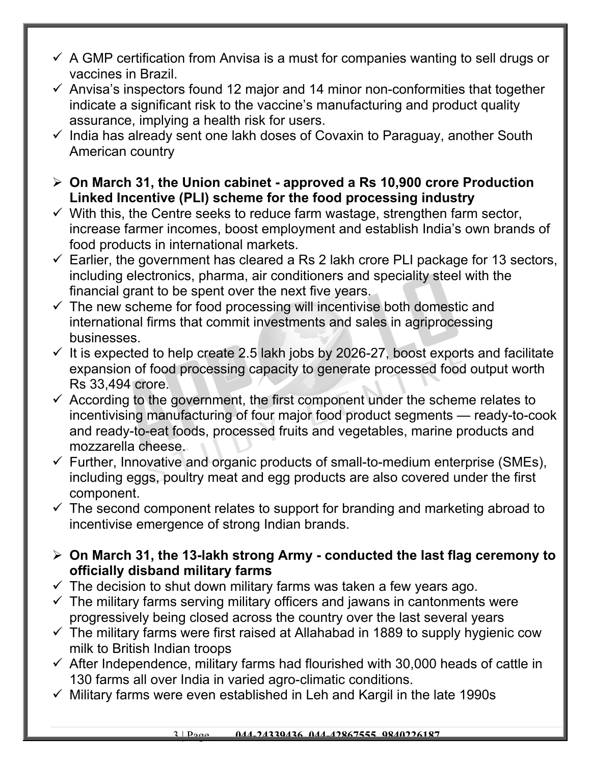- ✓ A GMP certification from Anvisa is a must for companies wanting to sell drugs or vaccines in Brazil.
- ✓ Anvisa's inspectors found 12 major and 14 minor non-conformities that together indicate a significant risk to the vaccine's manufacturing and product quality assurance, implying a health risk for users.
- ✓ India has already sent one lakh doses of Covaxin to Paraguay, another South American country

- ➢ **On March 31, the Union cabinet - approved a Rs 10,900 crore Production Linked Incentive (PLI) scheme for the food processing industry**
- ✓ With this, the Centre seeks to reduce farm wastage, strengthen farm sector, increase farmer incomes, boost employment and establish India's own brands of food products in international markets.
- ✓ Earlier, the government has cleared a Rs 2 lakh crore PLI package for 13 sectors, including electronics, pharma, air conditioners and speciality steel with the financial grant to be spent over the next five years.
- ✓ The new scheme for food processing will incentivise both domestic and international firms that commit investments and sales in agriprocessing businesses.
- ✓ It is expected to help create 2.5 lakh jobs by 2026-27, boost exports and facilitate expansion of food processing capacity to generate processed food output worth Rs 33,494 crore.
- ✓ According to the government, the first component under the scheme relates to incentivising manufacturing of four major food product segments — ready-to-cook and ready-to-eat foods, processed fruits and vegetables, marine products and mozzarella cheese.
- ✓ Further, Innovative and organic products of small-to-medium enterprise (SMEs), including eggs, poultry meat and egg products are also covered under the first component.
- ✓ The second component relates to support for branding and marketing abroad to incentivise emergence of strong Indian brands.

- ➢ **On March 31, the 13-lakh strong Army - conducted the last flag ceremony to officially disband military farms**
- ✓ The decision to shut down military farms was taken a few years ago.
- ✓ The military farms serving military officers and jawans in cantonments were progressively being closed across the country over the last several years
- ✓ The military farms were first raised at Allahabad in 1889 to supply hygienic cow milk to British Indian troops
- ✓ After Independence, military farms had flourished with 30,000 heads of cattle in 130 farms all over India in varied agro-climatic conditions.
- ✓ Military farms were even established in Leh and Kargil in the late 1990s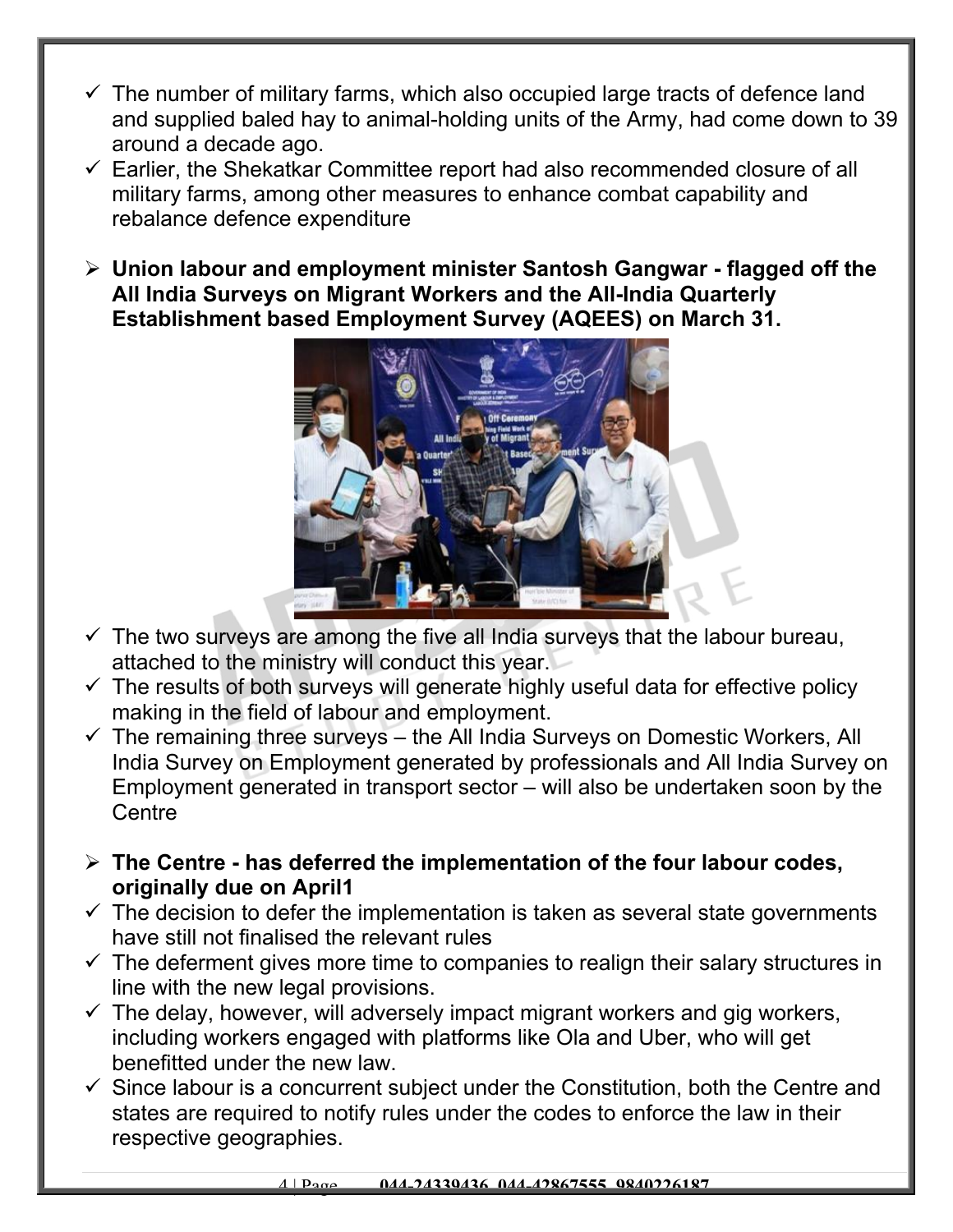- ✓ The number of military farms, which also occupied large tracts of defence land and supplied baled hay to animal-holding units of the Army, had come down to 39 around a decade ago.
- ✓ Earlier, the Shekatkar Committee report had also recommended closure of all military farms, among other measures to enhance combat capability and rebalance defence expenditure

- ➢ **Union labour and employment minister Santosh Gangwar - flagged off the All India Surveys on Migrant Workers and the All-India Quarterly Establishment based Employment Survey (AQEES) on March 31.**

- ✓ The two surveys are among the five all India surveys that the labour bureau, attached to the ministry will conduct this year.
- ✓ The results of both surveys will generate highly useful data for effective policy making in the field of labour and employment.
- ✓ The remaining three surveys – the All India Surveys on Domestic Workers, All India Survey on Employment generated by professionals and All India Survey on Employment generated in transport sector – will also be undertaken soon by the Centre

- ➢ **The Centre - has deferred the implementation of the four labour codes, originally due on April1**
- ✓ The decision to defer the implementation is taken as several state governments have still not finalised the relevant rules
- ✓ The deferment gives more time to companies to realign their salary structures in line with the new legal provisions.
- ✓ The delay, however, will adversely impact migrant workers and gig workers, including workers engaged with platforms like Ola and Uber, who will get benefitted under the new law.
- ✓ Since labour is a concurrent subject under the Constitution, both the Centre and states are required to notify rules under the codes to enforce the law in their respective geographies.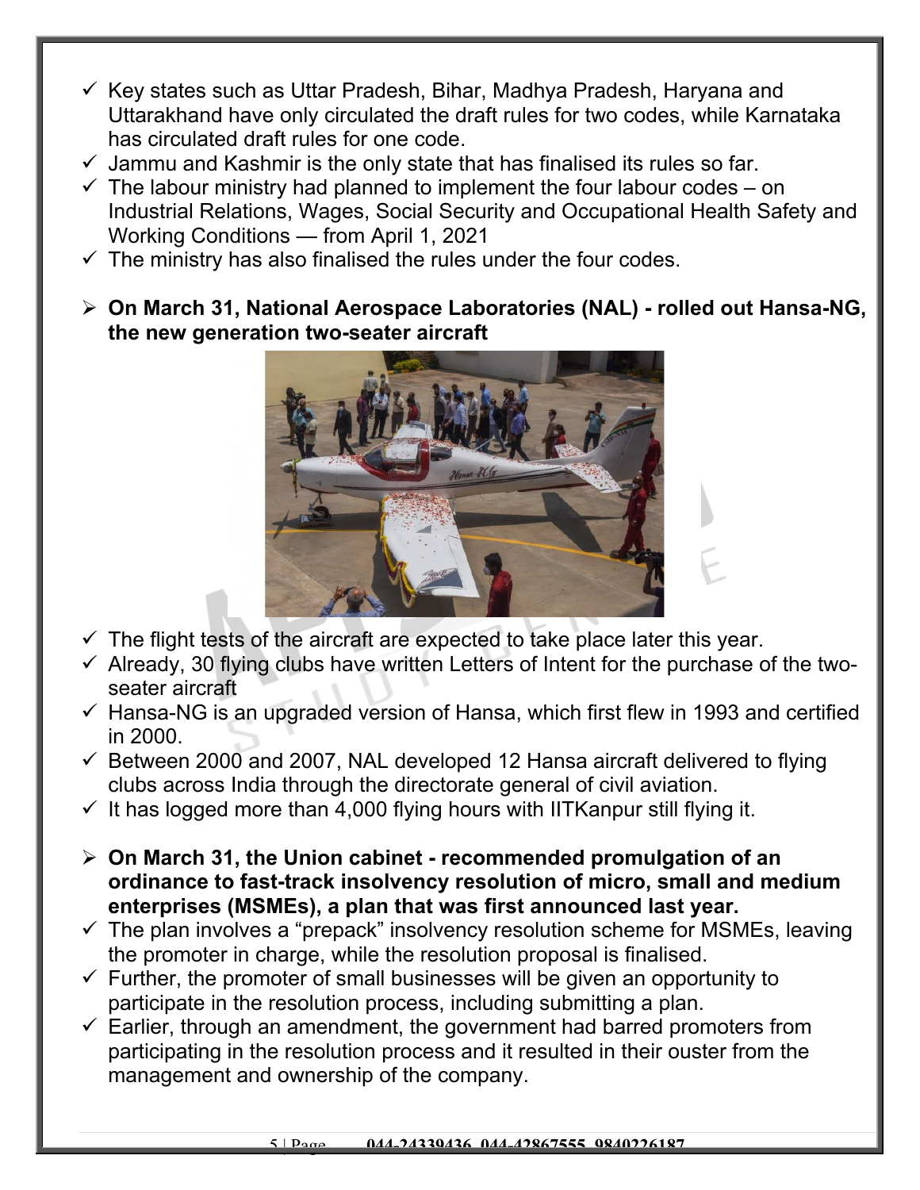- Key states such as Uttar Pradesh, Bihar, Madhya Pradesh, Haryana and Uttarakhand have only circulated the draft rules for two codes, while Karnataka has circulated draft rules for one code.
- Jammu and Kashmir is the only state that has finalised its rules so far.
- The labour ministry had planned to implement the four labour codes – on Industrial Relations, Wages, Social Security and Occupational Health Safety and Working Conditions — from April 1, 2021
- The ministry has also finalised the rules under the four codes.

- **On March 31, National Aerospace Laboratories (NAL) - rolled out Hansa-NG, the new generation two-seater aircraft**

- The flight tests of the aircraft are expected to take place later this year.
- Already, 30 flying clubs have written Letters of Intent for the purchase of the two-seater aircraft
- Hansa-NG is an upgraded version of Hansa, which first flew in 1993 and certified in 2000.
- Between 2000 and 2007, NAL developed 12 Hansa aircraft delivered to flying clubs across India through the directorate general of civil aviation.
- It has logged more than 4,000 flying hours with IITKanpur still flying it.

- **On March 31, the Union cabinet - recommended promulgation of an ordinance to fast-track insolvency resolution of micro, small and medium enterprises (MSMEs), a plan that was first announced last year.**

- The plan involves a “prepack” insolvency resolution scheme for MSMEs, leaving the promoter in charge, while the resolution proposal is finalised.
- Further, the promoter of small businesses will be given an opportunity to participate in the resolution process, including submitting a plan.
- Earlier, through an amendment, the government had barred promoters from participating in the resolution process and it resulted in their ouster from the management and ownership of the company.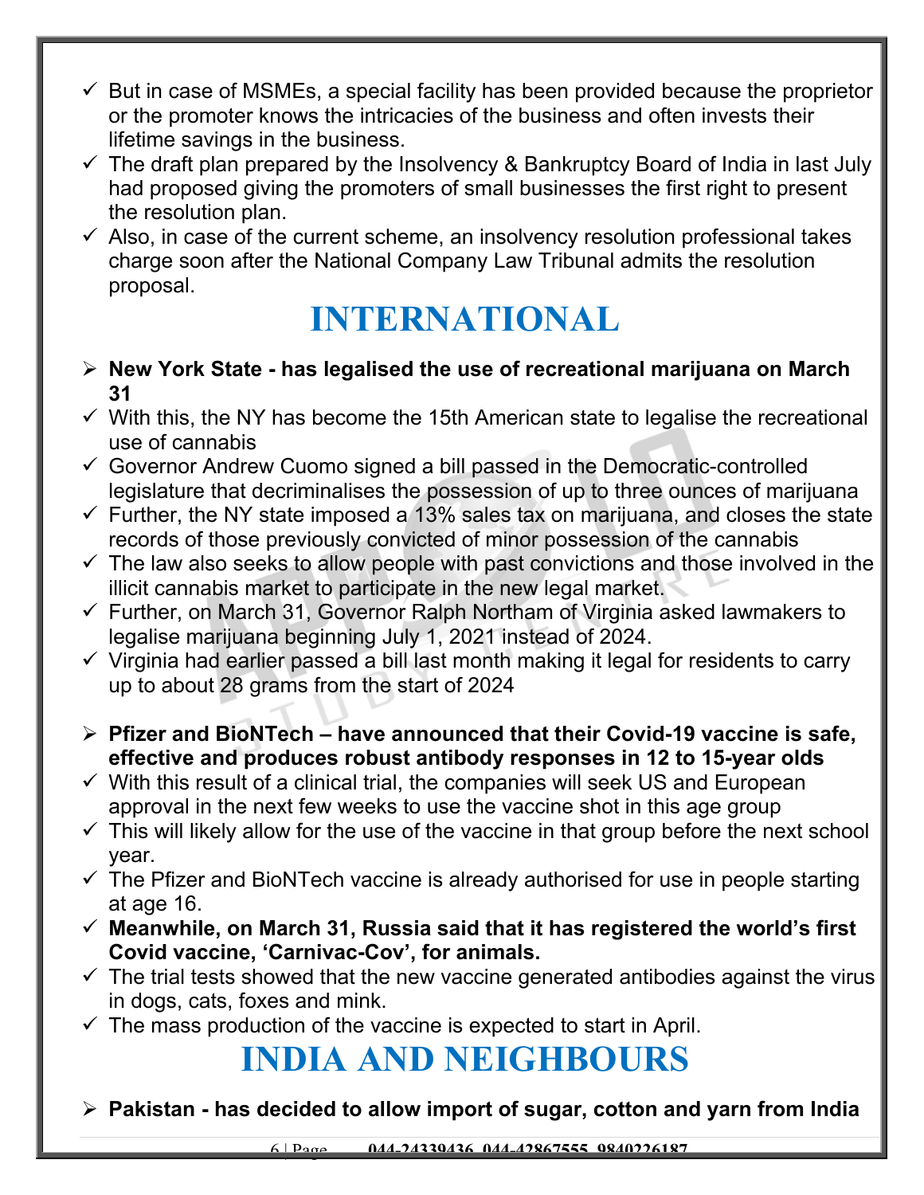- ✓ But in case of MSMEs, a special facility has been provided because the proprietor or the promoter knows the intricacies of the business and often invests their lifetime savings in the business.
- ✓ The draft plan prepared by the Insolvency & Bankruptcy Board of India in last July had proposed giving the promoters of small businesses the first right to present the resolution plan.
- ✓ Also, in case of the current scheme, an insolvency resolution professional takes charge soon after the National Company Law Tribunal admits the resolution proposal.

# INTERNATIONAL

- ➢ **New York State - has legalised the use of recreational marijuana on March 31**
- ✓ With this, the NY has become the 15th American state to legalise the recreational use of cannabis
- ✓ Governor Andrew Cuomo signed a bill passed in the Democratic-controlled legislature that decriminalises the possession of up to three ounces of marijuana
- ✓ Further, the NY state imposed a 13% sales tax on marijuana, and closes the state records of those previously convicted of minor possession of the cannabis
- ✓ The law also seeks to allow people with past convictions and those involved in the illicit cannabis market to participate in the new legal market.
- ✓ Further, on March 31, Governor Ralph Northam of Virginia asked lawmakers to legalise marijuana beginning July 1, 2021 instead of 2024.
- ✓ Virginia had earlier passed a bill last month making it legal for residents to carry up to about 28 grams from the start of 2024

- ➢ **Pfizer and BioNTech – have announced that their Covid-19 vaccine is safe, effective and produces robust antibody responses in 12 to 15-year olds**
- ✓ With this result of a clinical trial, the companies will seek US and European approval in the next few weeks to use the vaccine shot in this age group
- ✓ This will likely allow for the use of the vaccine in that group before the next school year.
- ✓ The Pfizer and BioNTech vaccine is already authorised for use in people starting at age 16.
- ✓ **Meanwhile, on March 31, Russia said that it has registered the world's first Covid vaccine, 'Carnivac-Cov', for animals.**
- ✓ The trial tests showed that the new vaccine generated antibodies against the virus in dogs, cats, foxes and mink.
- ✓ The mass production of the vaccine is expected to start in April.

# INDIA AND NEIGHBOURS

- ➢ **Pakistan - has decided to allow import of sugar, cotton and yarn from India**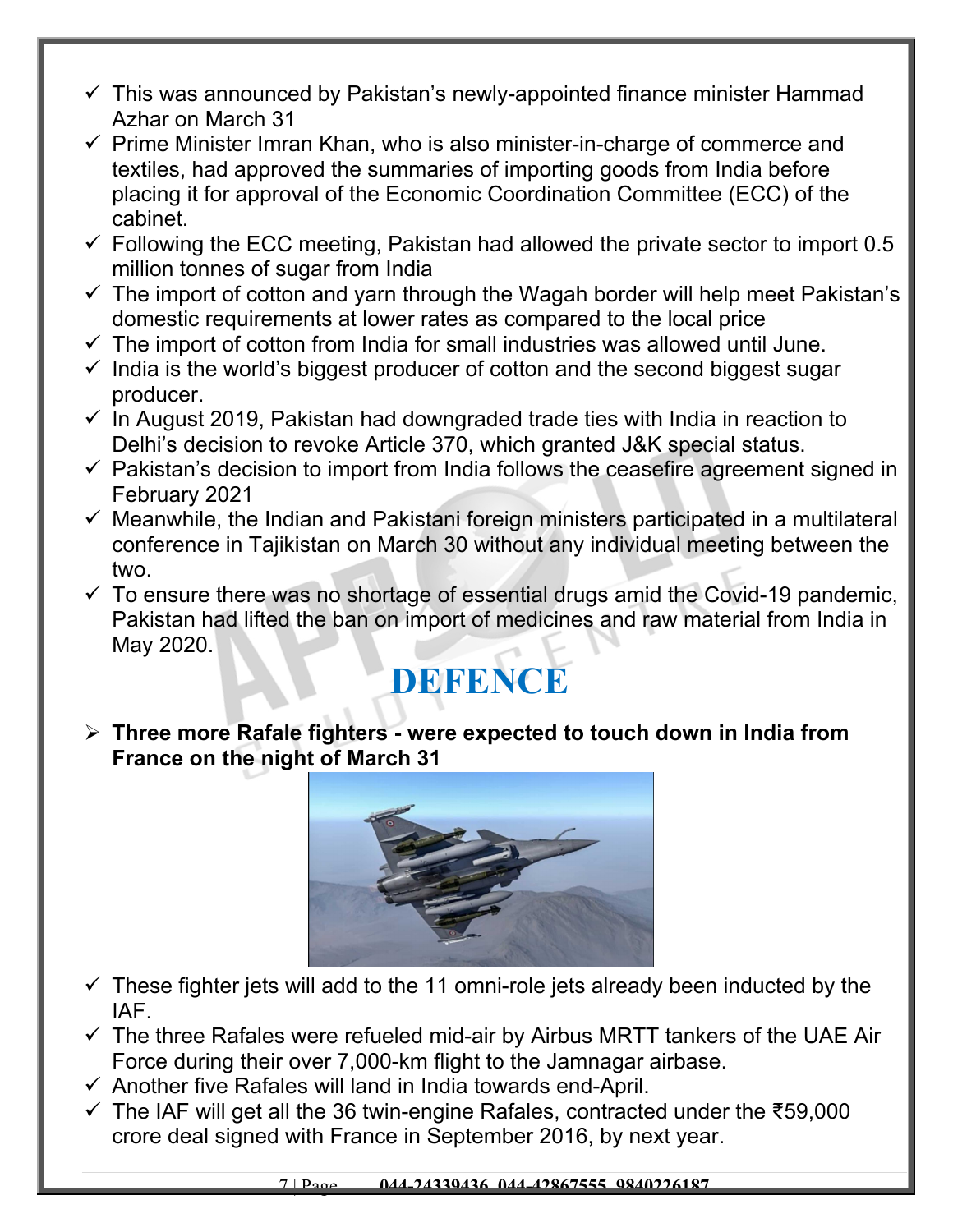- ✓ This was announced by Pakistan's newly-appointed finance minister Hammad Azhar on March 31
- ✓ Prime Minister Imran Khan, who is also minister-in-charge of commerce and textiles, had approved the summaries of importing goods from India before placing it for approval of the Economic Coordination Committee (ECC) of the cabinet.
- ✓ Following the ECC meeting, Pakistan had allowed the private sector to import 0.5 million tonnes of sugar from India
- ✓ The import of cotton and yarn through the Wagah border will help meet Pakistan's domestic requirements at lower rates as compared to the local price
- ✓ The import of cotton from India for small industries was allowed until June.
- ✓ India is the world's biggest producer of cotton and the second biggest sugar producer.
- ✓ In August 2019, Pakistan had downgraded trade ties with India in reaction to Delhi's decision to revoke Article 370, which granted J&K special status.
- ✓ Pakistan's decision to import from India follows the ceasefire agreement signed in February 2021
- ✓ Meanwhile, the Indian and Pakistani foreign ministers participated in a multilateral conference in Tajikistan on March 30 without any individual meeting between the two.
- ✓ To ensure there was no shortage of essential drugs amid the Covid-19 pandemic, Pakistan had lifted the ban on import of medicines and raw material from India in May 2020.

# DEFENCE

- **Three more Rafale fighters - were expected to touch down in India from France on the night of March 31**

- ✓ These fighter jets will add to the 11 omni-role jets already been inducted by the IAF.
- ✓ The three Rafales were refueled mid-air by Airbus MRTT tankers of the UAE Air Force during their over 7,000-km flight to the Jamnagar airbase.
- ✓ Another five Rafales will land in India towards end-April.
- ✓ The IAF will get all the 36 twin-engine Rafales, contracted under the ₹59,000 crore deal signed with France in September 2016, by next year.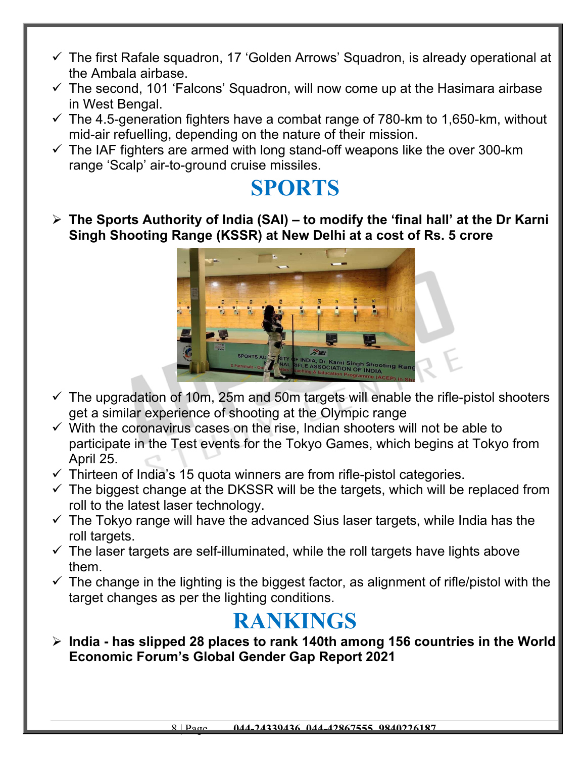- ✓ The first Rafale squadron, 17 'Golden Arrows' Squadron, is already operational at the Ambala airbase.
- ✓ The second, 101 'Falcons' Squadron, will now come up at the Hasimara airbase in West Bengal.
- ✓ The 4.5-generation fighters have a combat range of 780-km to 1,650-km, without mid-air refuelling, depending on the nature of their mission.
- ✓ The IAF fighters are armed with long stand-off weapons like the over 300-km range 'Scalp' air-to-ground cruise missiles.

# SPORTS

- **The Sports Authority of India (SAI) – to modify the 'final hall' at the Dr Karni Singh Shooting Range (KSSR) at New Delhi at a cost of Rs. 5 crore**

- ✓ The upgradation of 10m, 25m and 50m targets will enable the rifle-pistol shooters get a similar experience of shooting at the Olympic range
- ✓ With the coronavirus cases on the rise, Indian shooters will not be able to participate in the Test events for the Tokyo Games, which begins at Tokyo from April 25.
- ✓ Thirteen of India's 15 quota winners are from rifle-pistol categories.
- ✓ The biggest change at the DKSSR will be the targets, which will be replaced from roll to the latest laser technology.
- ✓ The Tokyo range will have the advanced Sius laser targets, while India has the roll targets.
- ✓ The laser targets are self-illuminated, while the roll targets have lights above them.
- ✓ The change in the lighting is the biggest factor, as alignment of rifle/pistol with the target changes as per the lighting conditions.

# RANKINGS

- **India - has slipped 28 places to rank 140th among 156 countries in the World Economic Forum's Global Gender Gap Report 2021**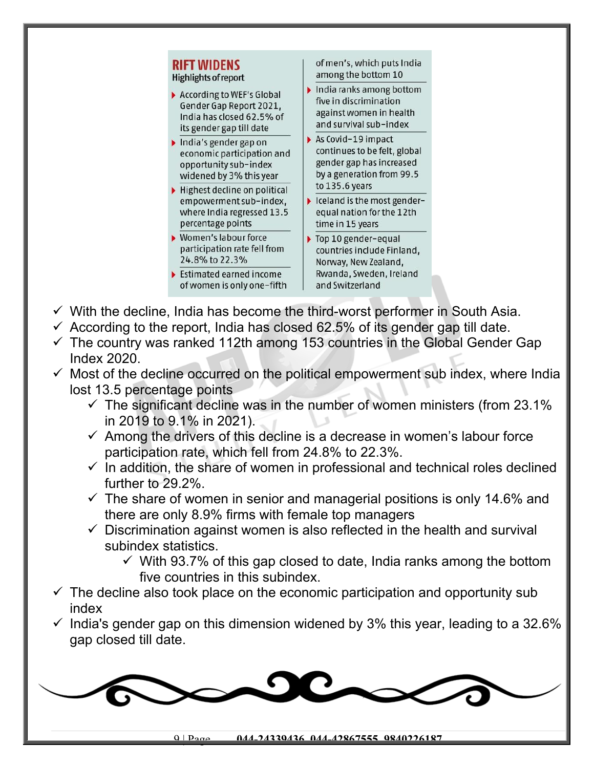**RIFT WIDENS**

Highlights of report

- According to WEF's Global Gender Gap Report 2021, India has closed 62.5% of its gender gap till date
- India's gender gap on economic participation and opportunity sub-index widened by 3% this year
- Highest decline on political empowerment sub-index, where India regressed 13.5 percentage points
- Women's labour force participation rate fell from 24.8% to 22.3%
- Estimated earned income of women is only one-fifth of men's, which puts India among the bottom 10
- India ranks among bottom five in discrimination against women in health and survival sub-index
- As Covid-19 impact continues to be felt, global gender gap has increased by a generation from 99.5 to 135.6 years
- Iceland is the most gender-equal nation for the 12th time in 15 years
- Top 10 gender-equal countries include Finland, Norway, New Zealand, Rwanda, Sweden, Ireland and Switzerland

- ✓ With the decline, India has become the third-worst performer in South Asia.
- ✓ According to the report, India has closed 62.5% of its gender gap till date.
- ✓ The country was ranked 112th among 153 countries in the Global Gender Gap Index 2020.
- ✓ Most of the decline occurred on the political empowerment sub index, where India lost 13.5 percentage points
  - ✓ The significant decline was in the number of women ministers (from 23.1% in 2019 to 9.1% in 2021).
  - ✓ Among the drivers of this decline is a decrease in women's labour force participation rate, which fell from 24.8% to 22.3%.
  - ✓ In addition, the share of women in professional and technical roles declined further to 29.2%.
  - ✓ The share of women in senior and managerial positions is only 14.6% and there are only 8.9% firms with female top managers
  - ✓ Discrimination against women is also reflected in the health and survival subindex statistics.
    - ✓ With 93.7% of this gap closed to date, India ranks among the bottom five countries in this subindex.
- ✓ The decline also took place on the economic participation and opportunity sub index
- ✓ India's gender gap on this dimension widened by 3% this year, leading to a 32.6% gap closed till date.